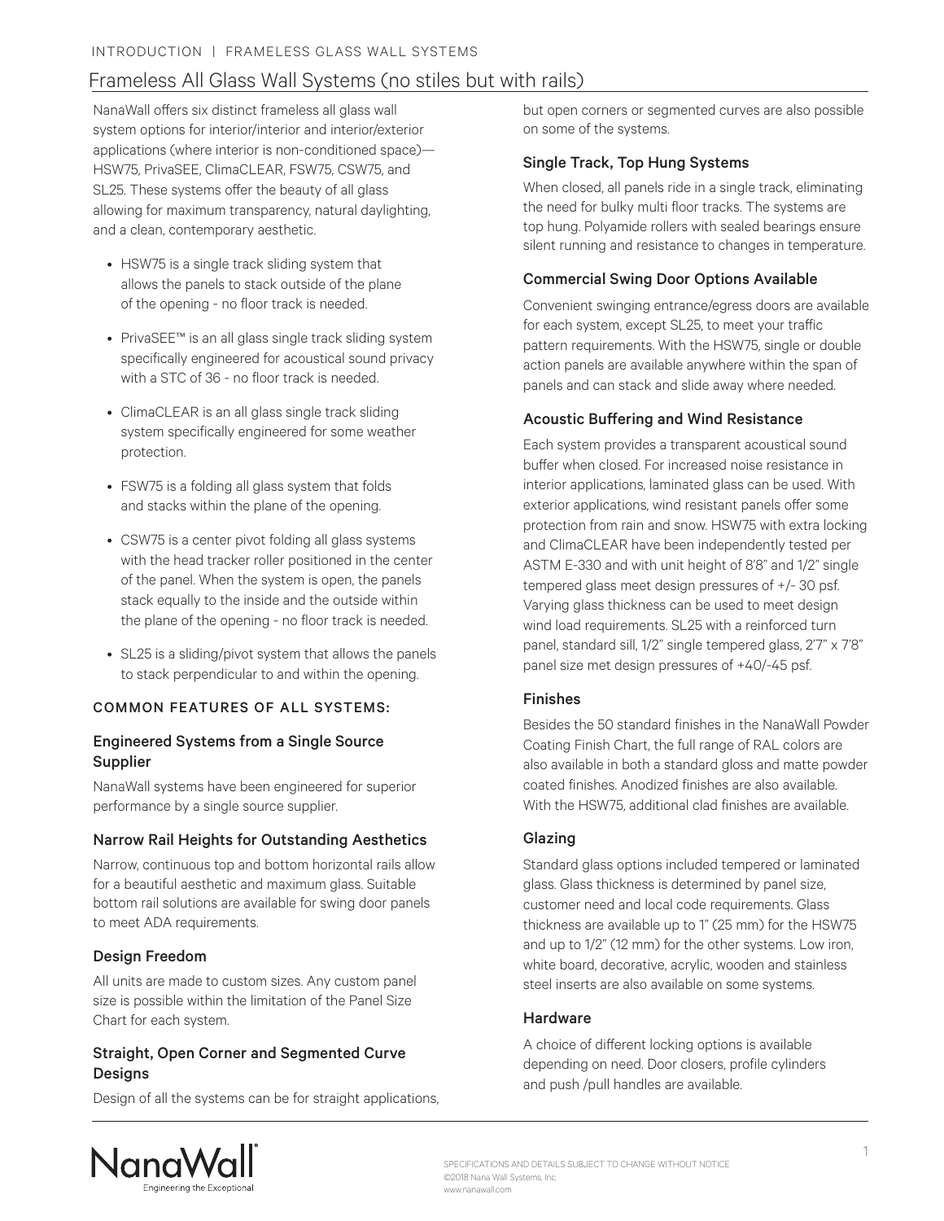# Frameless All Glass Wall Systems (no stiles but with rails)

NanaWall offers six distinct frameless all glass wall system options for interior/interior and interior/exterior applications (where interior is non-conditioned space)—HSW75, PrivaSEE, ClimaCLEAR, FSW75, CSW75, and SL25. These systems offer the beauty of all glass allowing for maximum transparency, natural daylighting, and a clean, contemporary aesthetic.

- HSW75 is a single track sliding system that allows the panels to stack outside of the plane of the opening - no floor track is needed.
- PrivaSEE™ is an all glass single track sliding system specifically engineered for acoustical sound privacy with a STC of 36 - no floor track is needed.
- ClimaCLEAR is an all glass single track sliding system specifically engineered for some weather protection.
- FSW75 is a folding all glass system that folds and stacks within the plane of the opening.
- CSW75 is a center pivot folding all glass systems with the head tracker roller positioned in the center of the panel. When the system is open, the panels stack equally to the inside and the outside within the plane of the opening - no floor track is needed.
- SL25 is a sliding/pivot system that allows the panels to stack perpendicular to and within the opening.

## COMMON FEATURES OF ALL SYSTEMS:

### Engineered Systems from a Single Source Supplier

NanaWall systems have been engineered for superior performance by a single source supplier.

### Narrow Rail Heights for Outstanding Aesthetics

Narrow, continuous top and bottom horizontal rails allow for a beautiful aesthetic and maximum glass. Suitable bottom rail solutions are available for swing door panels to meet ADA requirements.

### Design Freedom

All units are made to custom sizes. Any custom panel size is possible within the limitation of the Panel Size Chart for each system.

### Straight, Open Corner and Segmented Curve Designs

Design of all the systems can be for straight applications, but open corners or segmented curves are also possible on some of the systems.

### Single Track, Top Hung Systems

When closed, all panels ride in a single track, eliminating the need for bulky multi floor tracks. The systems are top hung. Polyamide rollers with sealed bearings ensure silent running and resistance to changes in temperature.

### Commercial Swing Door Options Available

Convenient swinging entrance/egress doors are available for each system, except SL25, to meet your traffic pattern requirements. With the HSW75, single or double action panels are available anywhere within the span of panels and can stack and slide away where needed.

### Acoustic Buffering and Wind Resistance

Each system provides a transparent acoustical sound buffer when closed. For increased noise resistance in interior applications, laminated glass can be used. With exterior applications, wind resistant panels offer some protection from rain and snow. HSW75 with extra locking and ClimaCLEAR have been independently tested per ASTM E-330 and with unit height of 8'8" and 1/2" single tempered glass meet design pressures of +/- 30 psf. Varying glass thickness can be used to meet design wind load requirements. SL25 with a reinforced turn panel, standard sill, 1/2" single tempered glass, 2'7" x 7'8" panel size met design pressures of +40/-45 psf.

### Finishes

Besides the 50 standard finishes in the NanaWall Powder Coating Finish Chart, the full range of RAL colors are also available in both a standard gloss and matte powder coated finishes. Anodized finishes are also available. With the HSW75, additional clad finishes are available.

### Glazing

Standard glass options included tempered or laminated glass. Glass thickness is determined by panel size, customer need and local code requirements. Glass thickness are available up to 1" (25 mm) for the HSW75 and up to 1/2" (12 mm) for the other systems. Low iron, white board, decorative, acrylic, wooden and stainless steel inserts are also available on some systems.

### Hardware

A choice of different locking options is available depending on need. Door closers, profile cylinders and push /pull handles are available.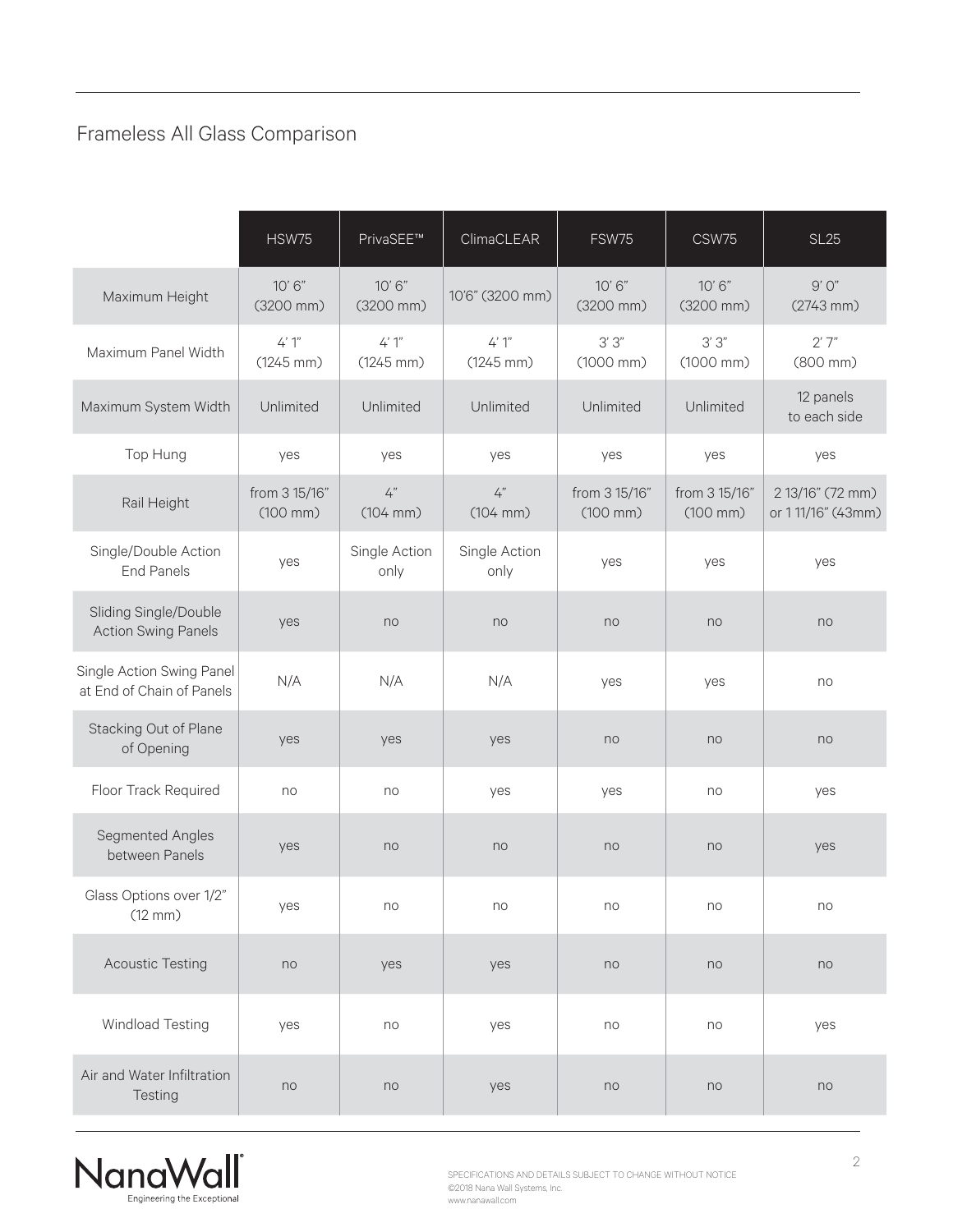# Frameless All Glass Comparison

| | HSW75 | PrivaSEE™ | ClimaCLEAR | FSW75 | CSW75 | SL25 |
|---|---|---|---|---|---|---|
| Maximum Height | 10' 6" (3200 mm) | 10' 6" (3200 mm) | 10'6" (3200 mm) | 10' 6" (3200 mm) | 10' 6" (3200 mm) | 9' 0" (2743 mm) |
| Maximum Panel Width | 4' 1" (1245 mm) | 4' 1" (1245 mm) | 4' 1" (1245 mm) | 3' 3" (1000 mm) | 3' 3" (1000 mm) | 2' 7" (800 mm) |
| Maximum System Width | Unlimited | Unlimited | Unlimited | Unlimited | Unlimited | 12 panels to each side |
| Top Hung | yes | yes | yes | yes | yes | yes |
| Rail Height | from 3 15/16" (100 mm) | 4" (104 mm) | 4" (104 mm) | from 3 15/16" (100 mm) | from 3 15/16" (100 mm) | 2 13/16" (72 mm) or 1 11/16" (43mm) |
| Single/Double Action End Panels | yes | Single Action only | Single Action only | yes | yes | yes |
| Sliding Single/Double Action Swing Panels | yes | no | no | no | no | no |
| Single Action Swing Panel at End of Chain of Panels | N/A | N/A | N/A | yes | yes | no |
| Stacking Out of Plane of Opening | yes | yes | yes | no | no | no |
| Floor Track Required | no | no | yes | yes | no | yes |
| Segmented Angles between Panels | yes | no | no | no | no | yes |
| Glass Options over 1/2" (12 mm) | yes | no | no | no | no | no |
| Acoustic Testing | no | yes | yes | no | no | no |
| Windload Testing | yes | no | yes | no | no | yes |
| Air and Water Infiltration Testing | no | no | yes | no | no | no |

NanaWall® Engineering the Exceptional

SPECIFICATIONS AND DETAILS SUBJECT TO CHANGE WITHOUT NOTICE
©2018 Nana Wall Systems, Inc.
www.nanawall.com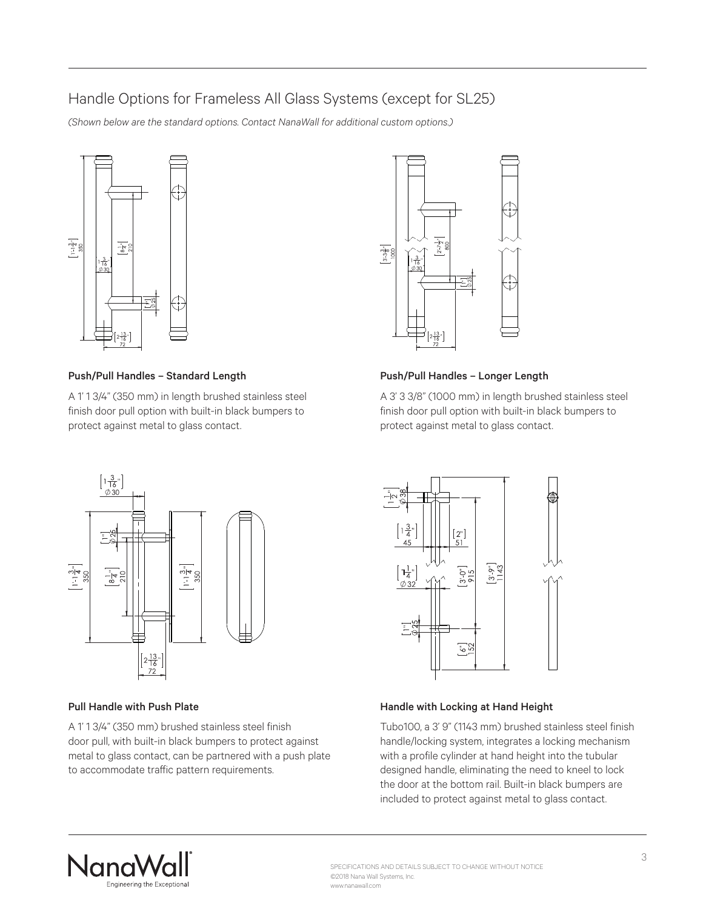## Handle Options for Frameless All Glass Systems (except for SL25)

*(Shown below are the standard options. Contact NanaWall for additional custom options.)*

**Push/Pull Handles – Standard Length**

A 1' 1 3/4" (350 mm) in length brushed stainless steel finish door pull option with built-in black bumpers to protect against metal to glass contact.

**Push/Pull Handles – Longer Length**

A 3' 3 3/8" (1000 mm) in length brushed stainless steel finish door pull option with built-in black bumpers to protect against metal to glass contact.

**Pull Handle with Push Plate**

A 1' 1 3/4" (350 mm) brushed stainless steel finish door pull, with built-in black bumpers to protect against metal to glass contact, can be partnered with a push plate to accommodate traffic pattern requirements.

**Handle with Locking at Hand Height**

Tubo100, a 3' 9" (1143 mm) brushed stainless steel finish handle/locking system, integrates a locking mechanism with a profile cylinder at hand height into the tubular designed handle, eliminating the need to kneel to lock the door at the bottom rail. Built-in black bumpers are included to protect against metal to glass contact.

SPECIFICATIONS AND DETAILS SUBJECT TO CHANGE WITHOUT NOTICE
©2018 Nana Wall Systems, Inc.
www.nanawall.com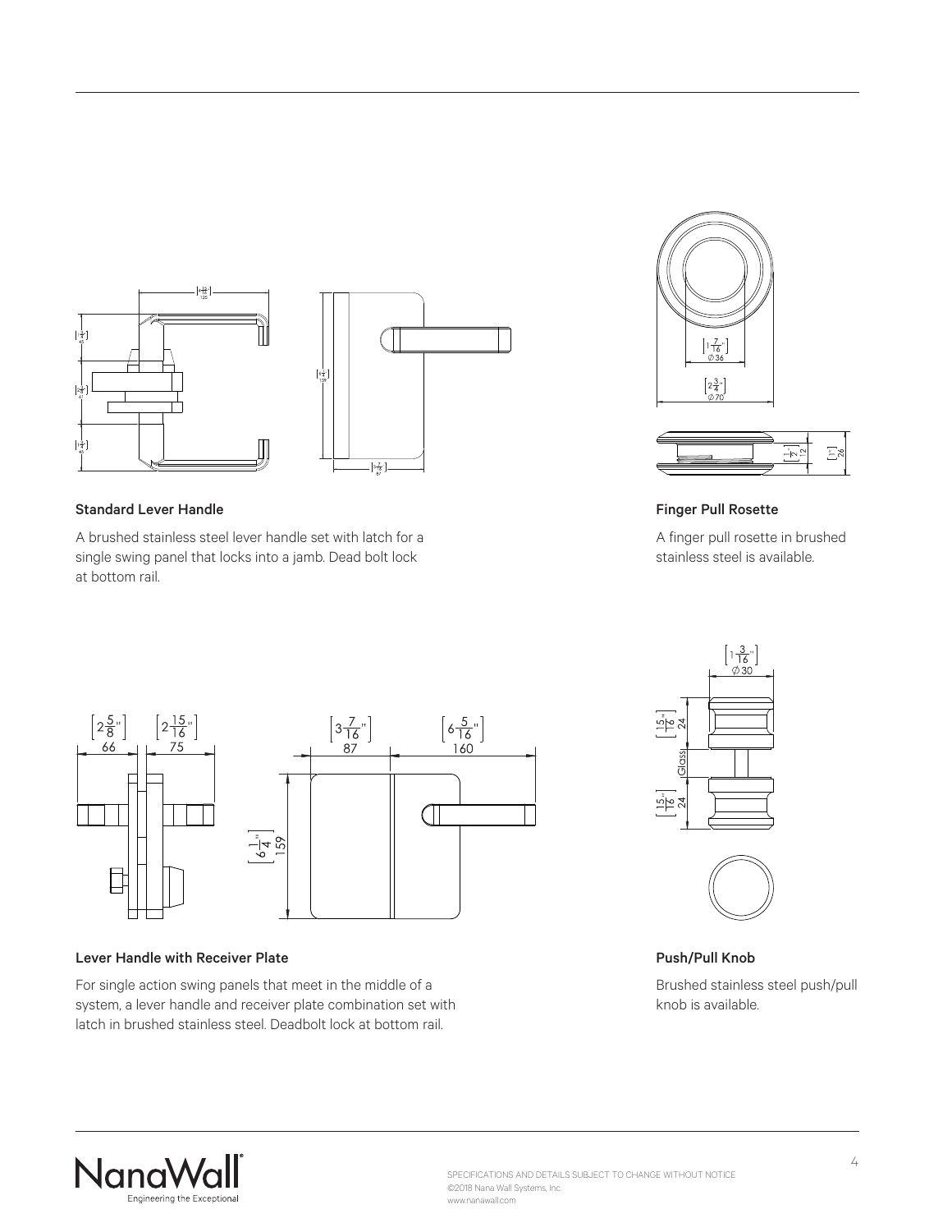### Standard Lever Handle

A brushed stainless steel lever handle set with latch for a single swing panel that locks into a jamb. Dead bolt lock at bottom rail.

### Finger Pull Rosette

A finger pull rosette in brushed stainless steel is available.

### Lever Handle with Receiver Plate

For single action swing panels that meet in the middle of a system, a lever handle and receiver plate combination set with latch in brushed stainless steel. Deadbolt lock at bottom rail.

### Push/Pull Knob

Brushed stainless steel push/pull knob is available.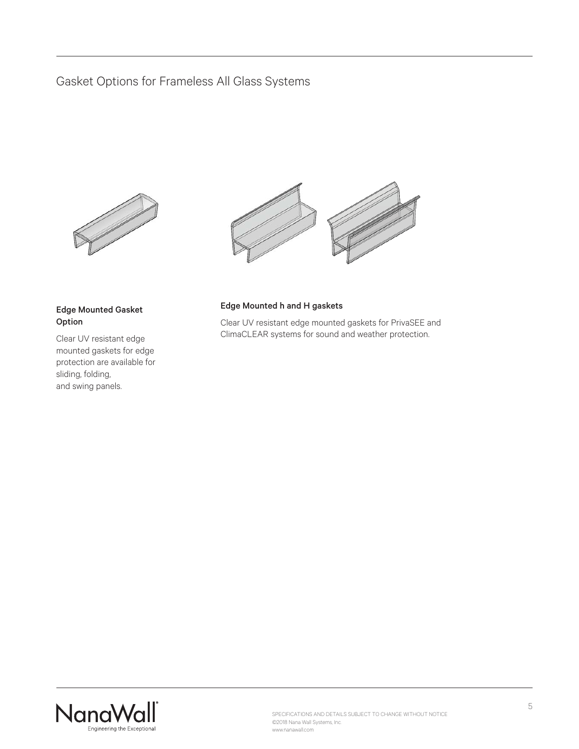## Gasket Options for Frameless All Glass Systems

**Edge Mounted Gasket Option**

Clear UV resistant edge mounted gaskets for edge protection are available for sliding, folding, and swing panels.

**Edge Mounted h and H gaskets**

Clear UV resistant edge mounted gaskets for PrivaSEE and ClimaCLEAR systems for sound and weather protection.